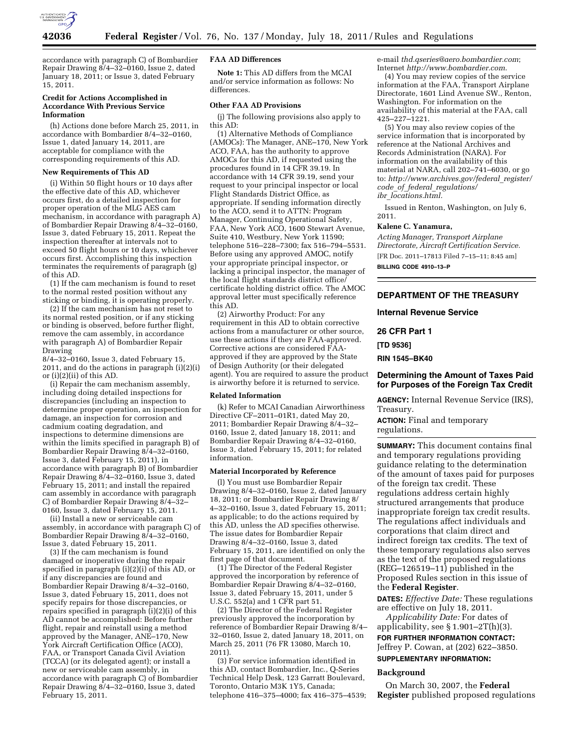accordance with paragraph C) of Bombardier Repair Drawing 8/4–32–0160, Issue 2, dated January 18, 2011; or Issue 3, dated February 15, 2011.

**Credit for Actions Accomplished in Accordance With Previous Service Information**

(h) Actions done before March 25, 2011, in accordance with Bombardier 8/4–32–0160, Issue 1, dated January 14, 2011, are acceptable for compliance with the corresponding requirements of this AD.

**New Requirements of This AD**

(i) Within 50 flight hours or 10 days after the effective date of this AD, whichever occurs first, do a detailed inspection for proper operation of the MLG AES cam mechanism, in accordance with paragraph A) of Bombardier Repair Drawing 8/4–32–0160, Issue 3, dated February 15, 2011. Repeat the inspection thereafter at intervals not to exceed 50 flight hours or 10 days, whichever occurs first. Accomplishing this inspection terminates the requirements of paragraph (g) of this AD.

(1) If the cam mechanism is found to reset to the normal rested position without any sticking or binding, it is operating properly.

(2) If the cam mechanism has not reset to its normal rested position, or if any sticking or binding is observed, before further flight, remove the cam assembly, in accordance with paragraph A) of Bombardier Repair Drawing 8/4–32–0160, Issue 3, dated February 15, 2011, and do the actions in paragraph (i)(2)(i) or (i)(2)(ii) of this AD.

(i) Repair the cam mechanism assembly, including doing detailed inspections for discrepancies (including an inspection to determine proper operation, an inspection for damage, an inspection for corrosion and cadmium coating degradation, and inspections to determine dimensions are within the limits specified in paragraph B) of Bombardier Repair Drawing 8/4–32–0160, Issue 3, dated February 15, 2011), in accordance with paragraph B) of Bombardier Repair Drawing 8/4–32–0160, Issue 3, dated February 15, 2011; and install the repaired cam assembly in accordance with paragraph C) of Bombardier Repair Drawing 8/4–32–0160, Issue 3, dated February 15, 2011.

(ii) Install a new or serviceable cam assembly, in accordance with paragraph C) of Bombardier Repair Drawing 8/4–32–0160, Issue 3, dated February 15, 2011.

(3) If the cam mechanism is found damaged or inoperative during the repair specified in paragraph (i)(2)(i) of this AD, or if any discrepancies are found and Bombardier Repair Drawing 8/4–32–0160, Issue 3, dated February 15, 2011, does not specify repairs for those discrepancies, or repairs specified in paragraph (i)(2)(i) of this AD cannot be accomplished: Before further flight, repair and reinstall using a method approved by the Manager, ANE–170, New York Aircraft Certification Office (ACO), FAA, or Transport Canada Civil Aviation (TCCA) (or its delegated agent); or install a new or serviceable cam assembly, in accordance with paragraph C) of Bombardier Repair Drawing 8/4–32–0160, Issue 3, dated February 15, 2011.

**FAA AD Differences**

**Note 1:** This AD differs from the MCAI and/or service information as follows: No differences.

**Other FAA AD Provisions**

(j) The following provisions also apply to this AD:

(1) Alternative Methods of Compliance (AMOCs): The Manager, ANE–170, New York ACO, FAA, has the authority to approve AMOCs for this AD, if requested using the procedures found in 14 CFR 39.19. In accordance with 14 CFR 39.19, send your request to your principal inspector or local Flight Standards District Office, as appropriate. If sending information directly to the ACO, send it to ATTN: Program Manager, Continuing Operational Safety, FAA, New York ACO, 1600 Stewart Avenue, Suite 410, Westbury, New York 11590; telephone 516–228–7300; fax 516–794–5531. Before using any approved AMOC, notify your appropriate principal inspector, or lacking a principal inspector, the manager of the local flight standards district office/certificate holding district office. The AMOC approval letter must specifically reference this AD.

(2) Airworthy Product: For any requirement in this AD to obtain corrective actions from a manufacturer or other source, use these actions if they are FAA-approved. Corrective actions are considered FAA-approved if they are approved by the State of Design Authority (or their delegated agent). You are required to assure the product is airworthy before it is returned to service.

**Related Information**

(k) Refer to MCAI Canadian Airworthiness Directive CF–2011–01R1, dated May 20, 2011; Bombardier Repair Drawing 8/4–32–0160, Issue 2, dated January 18, 2011; and Bombardier Repair Drawing 8/4–32–0160, Issue 3, dated February 15, 2011; for related information.

**Material Incorporated by Reference**

(l) You must use Bombardier Repair Drawing 8/4–32–0160, Issue 2, dated January 18, 2011; or Bombardier Repair Drawing 8/4–32–0160, Issue 3, dated February 15, 2011; as applicable; to do the actions required by this AD, unless the AD specifies otherwise. The issue dates for Bombardier Repair Drawing 8/4–32–0160, Issue 3, dated February 15, 2011, are identified on only the first page of that document.

(1) The Director of the Federal Register approved the incorporation by reference of Bombardier Repair Drawing 8/4–32–0160, Issue 3, dated February 15, 2011, under 5 U.S.C. 552(a) and 1 CFR part 51.

(2) The Director of the Federal Register previously approved the incorporation by reference of Bombardier Repair Drawing 8/4–32–0160, Issue 2, dated January 18, 2011, on March 25, 2011 (76 FR 13080, March 10, 2011).

(3) For service information identified in this AD, contact Bombardier, Inc., Q-Series Technical Help Desk, 123 Garratt Boulevard, Toronto, Ontario M3K 1Y5, Canada; telephone 416–375–4000; fax 416–375–4539; e-mail *thd.qseries@aero.bombardier.com*; Internet *http://www.bombardier.com.*

(4) You may review copies of the service information at the FAA, Transport Airplane Directorate, 1601 Lind Avenue SW., Renton, Washington. For information on the availability of this material at the FAA, call 425–227–1221.

(5) You may also review copies of the service information that is incorporated by reference at the National Archives and Records Administration (NARA). For information on the availability of this material at NARA, call 202–741–6030, or go to: *http://www.archives.gov/federal_register/code_of_federal_regulations/ibr_locations.html.*

Issued in Renton, Washington, on July 6, 2011.

**Kalene C. Yanamura,**

*Acting Manager, Transport Airplane Directorate, Aircraft Certification Service.*

[FR Doc. 2011–17813 Filed 7–15–11; 8:45 am]

**BILLING CODE 4910–13–P**

## DEPARTMENT OF THE TREASURY

### Internal Revenue Service

### 26 CFR Part 1

### [TD 9536]

### RIN 1545–BK40

## Determining the Amount of Taxes Paid for Purposes of the Foreign Tax Credit

**AGENCY:** Internal Revenue Service (IRS), Treasury.

**ACTION:** Final and temporary regulations.

**SUMMARY:** This document contains final and temporary regulations providing guidance relating to the determination of the amount of taxes paid for purposes of the foreign tax credit. These regulations address certain highly structured arrangements that produce inappropriate foreign tax credit results. The regulations affect individuals and corporations that claim direct and indirect foreign tax credits. The text of these temporary regulations also serves as the text of the proposed regulations (REG–126519–11) published in the Proposed Rules section in this issue of the **Federal Register**.

**DATES:** *Effective Date:* These regulations are effective on July 18, 2011.

*Applicability Date:* For dates of applicability, see § 1.901–2T(h)(3).

**FOR FURTHER INFORMATION CONTACT:** Jeffrey P. Cowan, at (202) 622–3850.

**SUPPLEMENTARY INFORMATION:**

**Background**

On March 30, 2007, the **Federal Register** published proposed regulations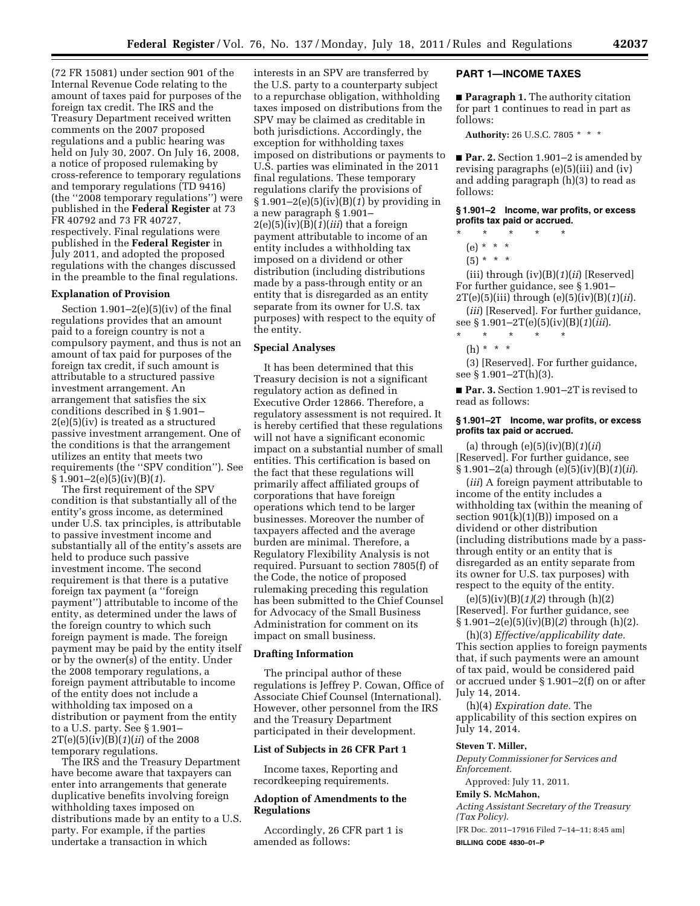(72 FR 15081) under section 901 of the Internal Revenue Code relating to the amount of taxes paid for purposes of the foreign tax credit. The IRS and the Treasury Department received written comments on the 2007 proposed regulations and a public hearing was held on July 30, 2007. On July 16, 2008, a notice of proposed rulemaking by cross-reference to temporary regulations and temporary regulations (TD 9416) (the ''2008 temporary regulations'') were published in the **Federal Register** at 73 FR 40792 and 73 FR 40727, respectively. Final regulations were published in the **Federal Register** in July 2011, and adopted the proposed regulations with the changes discussed in the preamble to the final regulations.

### Explanation of Provision

Section 1.901–2(e)(5)(iv) of the final regulations provides that an amount paid to a foreign country is not a compulsory payment, and thus is not an amount of tax paid for purposes of the foreign tax credit, if such amount is attributable to a structured passive investment arrangement. An arrangement that satisfies the six conditions described in § 1.901–2(e)(5)(iv) is treated as a structured passive investment arrangement. One of the conditions is that the arrangement utilizes an entity that meets two requirements (the ''SPV condition''). See § 1.901–2(e)(5)(iv)(B)(*1*).

The first requirement of the SPV condition is that substantially all of the entity's gross income, as determined under U.S. tax principles, is attributable to passive investment income and substantially all of the entity's assets are held to produce such passive investment income. The second requirement is that there is a putative foreign tax payment (a ''foreign payment'') attributable to income of the entity, as determined under the laws of the foreign country to which such foreign payment is made. The foreign payment may be paid by the entity itself or by the owner(s) of the entity. Under the 2008 temporary regulations, a foreign payment attributable to income of the entity does not include a withholding tax imposed on a distribution or payment from the entity to a U.S. party. See § 1.901–2T(e)(5)(iv)(B)(*1*)(*ii*) of the 2008 temporary regulations.

The IRS and the Treasury Department have become aware that taxpayers can enter into arrangements that generate duplicative benefits involving foreign withholding taxes imposed on distributions made by an entity to a U.S. party. For example, if the parties undertake a transaction in which interests in an SPV are transferred by the U.S. party to a counterparty subject to a repurchase obligation, withholding taxes imposed on distributions from the SPV may be claimed as creditable in both jurisdictions. Accordingly, the exception for withholding taxes imposed on distributions or payments to U.S. parties was eliminated in the 2011 final regulations. These temporary regulations clarify the provisions of § 1.901–2(e)(5)(iv)(B)(*1*) by providing in a new paragraph § 1.901–2(e)(5)(iv)(B)(*1*)(*iii*) that a foreign payment attributable to income of an entity includes a withholding tax imposed on a dividend or other distribution (including distributions made by a pass-through entity or an entity that is disregarded as an entity separate from its owner for U.S. tax purposes) with respect to the equity of the entity.

### Special Analyses

It has been determined that this Treasury decision is not a significant regulatory action as defined in Executive Order 12866. Therefore, a regulatory assessment is not required. It is hereby certified that these regulations will not have a significant economic impact on a substantial number of small entities. This certification is based on the fact that these regulations will primarily affect affiliated groups of corporations that have foreign operations which tend to be larger businesses. Moreover the number of taxpayers affected and the average burden are minimal. Therefore, a Regulatory Flexibility Analysis is not required. Pursuant to section 7805(f) of the Code, the notice of proposed rulemaking preceding this regulation has been submitted to the Chief Counsel for Advocacy of the Small Business Administration for comment on its impact on small business.

### Drafting Information

The principal author of these regulations is Jeffrey P. Cowan, Office of Associate Chief Counsel (International). However, other personnel from the IRS and the Treasury Department participated in their development.

### List of Subjects in 26 CFR Part 1

Income taxes, Reporting and recordkeeping requirements.

### Adoption of Amendments to the Regulations

Accordingly, 26 CFR part 1 is amended as follows:

## PART 1—INCOME TAXES

■ **Paragraph 1.** The authority citation for part 1 continues to read in part as follows:

**Authority:** 26 U.S.C. 7805 * * *

■ **Par. 2.** Section 1.901–2 is amended by revising paragraphs (e)(5)(iii) and (iv) and adding paragraph (h)(3) to read as follows:

#### § 1.901–2 Income, war profits, or excess profits tax paid or accrued.

\* \* \* \* \*

(e) * * *

(5) * * *

(iii) through (iv)(B)(*1*)(*ii*) [Reserved] For further guidance, see § 1.901–2T(e)(5)(iii) through (e)(5)(iv)(B)(*1*)(*ii*).

(*iii*) [Reserved]. For further guidance, see § 1.901–2T(e)(5)(iv)(B)(*1*)(*iii*).

\* \* \* \* \*

(h) * * *

(3) [Reserved]. For further guidance, see § 1.901–2T(h)(3).

■ **Par. 3.** Section 1.901–2T is revised to read as follows:

#### § 1.901–2T Income, war profits, or excess profits tax paid or accrued.

(a) through (e)(5)(iv)(B)(*1*)(*ii*) [Reserved]. For further guidance, see § 1.901–2(a) through (e)(5)(iv)(B)(*1*)(*ii*).

(*iii*) A foreign payment attributable to income of the entity includes a withholding tax (within the meaning of section 901(k)(1)(B)) imposed on a dividend or other distribution (including distributions made by a pass-through entity or an entity that is disregarded as an entity separate from its owner for U.S. tax purposes) with respect to the equity of the entity.

(e)(5)(iv)(B)(*1*)(*2*) through (h)(2) [Reserved]. For further guidance, see § 1.901–2(e)(5)(iv)(B)(*2*) through (h)(2).

(h)(3) *Effective/applicability date.* This section applies to foreign payments that, if such payments were an amount of tax paid, would be considered paid or accrued under § 1.901–2(f) on or after July 14, 2014.

(h)(4) *Expiration date.* The applicability of this section expires on July 14, 2014.

**Steven T. Miller,**

*Deputy Commissioner for Services and Enforcement.*

Approved: July 11, 2011.

**Emily S. McMahon,**

*Acting Assistant Secretary of the Treasury (Tax Policy).*

[FR Doc. 2011–17916 Filed 7–14–11; 8:45 am]

**BILLING CODE 4830–01–P**